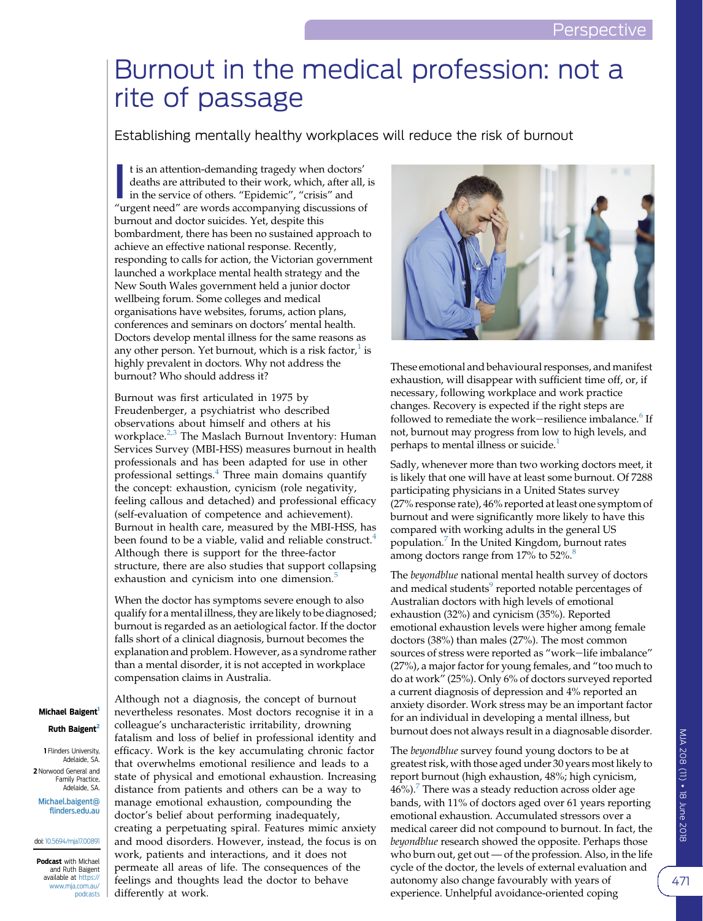# Burnout in the medical profession: not a rite of passage

## Establishing mentally healthy workplaces will reduce the risk of burnout

It is an attention-demanding tragedy when doctors' deaths are attributed to their work, which, after all, is in the service of others. "Epidemic", "crisis" and "urgent need" are words accompanying discussions of burnout and doctor suicides. Yet, despite this bombardment, there has been no sustained approach to achieve an effective national response. Recently, responding to calls for action, the Victorian government launched a workplace mental health strategy and the New South Wales government held a junior doctor wellbeing forum. Some colleges and medical organisations have websites, forums, action plans, conferences and seminars on doctors' mental health. Doctors develop mental illness for the same reasons as any other person. Yet burnout, which is a risk factor,[1] is highly prevalent in doctors. Why not address the burnout? Who should address it?

Burnout was first articulated in 1975 by Freudenberger, a psychiatrist who described observations about himself and others at his workplace.[2,3] The Maslach Burnout Inventory: Human Services Survey (MBI-HSS) measures burnout in health professionals and has been adapted for use in other professional settings.[4] Three main domains quantify the concept: exhaustion, cynicism (role negativity, feeling callous and detached) and professional efficacy (self-evaluation of competence and achievement). Burnout in health care, measured by the MBI-HSS, has been found to be a viable, valid and reliable construct.[4] Although there is support for the three-factor structure, there are also studies that support collapsing exhaustion and cynicism into one dimension.[5]

When the doctor has symptoms severe enough to also qualify for a mental illness, they are likely to be diagnosed; burnout is regarded as an aetiological factor. If the doctor falls short of a clinical diagnosis, burnout becomes the explanation and problem. However, as a syndrome rather than a mental disorder, it is not accepted in workplace compensation claims in Australia.

Although not a diagnosis, the concept of burnout nevertheless resonates. Most doctors recognise it in a colleague's uncharacteristic irritability, drowning fatalism and loss of belief in professional identity and efficacy. Work is the key accumulating chronic factor that overwhelms emotional resilience and leads to a state of physical and emotional exhaustion. Increasing distance from patients and others can be a way to manage emotional exhaustion, compounding the doctor's belief about performing inadequately, creating a perpetuating spiral. Features mimic anxiety and mood disorders. However, instead, the focus is on work, patients and interactions, and it does not permeate all areas of life. The consequences of the feelings and thoughts lead the doctor to behave differently at work.

**Michael Baigent**[1]

**Ruth Baigent**[2]

1 Flinders University, Adelaide, SA.

2 Norwood General and Family Practice, Adelaide, SA.

Michael.baigent@flinders.edu.au

doi: 10.5694/mja17.00891

**Podcast** with Michael and Ruth Baigent available at https://www.mja.com.au/podcasts

These emotional and behavioural responses, and manifest exhaustion, will disappear with sufficient time off, or, if necessary, following workplace and work practice changes. Recovery is expected if the right steps are followed to remediate the work–resilience imbalance.[6] If not, burnout may progress from low to high levels, and perhaps to mental illness or suicide.[1]

Sadly, whenever more than two working doctors meet, it is likely that one will have at least some burnout. Of 7288 participating physicians in a United States survey (27% response rate), 46% reported at least one symptom of burnout and were significantly more likely to have this compared with working adults in the general US population.[7] In the United Kingdom, burnout rates among doctors range from 17% to 52%.[8]

The *beyondblue* national mental health survey of doctors and medical students[9] reported notable percentages of Australian doctors with high levels of emotional exhaustion (32%) and cynicism (35%). Reported emotional exhaustion levels were higher among female doctors (38%) than males (27%). The most common sources of stress were reported as "work–life imbalance" (27%), a major factor for young females, and "too much to do at work" (25%). Only 6% of doctors surveyed reported a current diagnosis of depression and 4% reported an anxiety disorder. Work stress may be an important factor for an individual in developing a mental illness, but burnout does not always result in a diagnosable disorder.

The *beyondblue* survey found young doctors to be at greatest risk, with those aged under 30 years most likely to report burnout (high exhaustion, 48%; high cynicism, 46%).[7] There was a steady reduction across older age bands, with 11% of doctors aged over 61 years reporting emotional exhaustion. Accumulated stressors over a medical career did not compound to burnout. In fact, the *beyondblue* research showed the opposite. Perhaps those who burn out, get out — of the profession. Also, in the life cycle of the doctor, the levels of external evaluation and autonomy also change favourably with years of experience. Unhelpful avoidance-oriented coping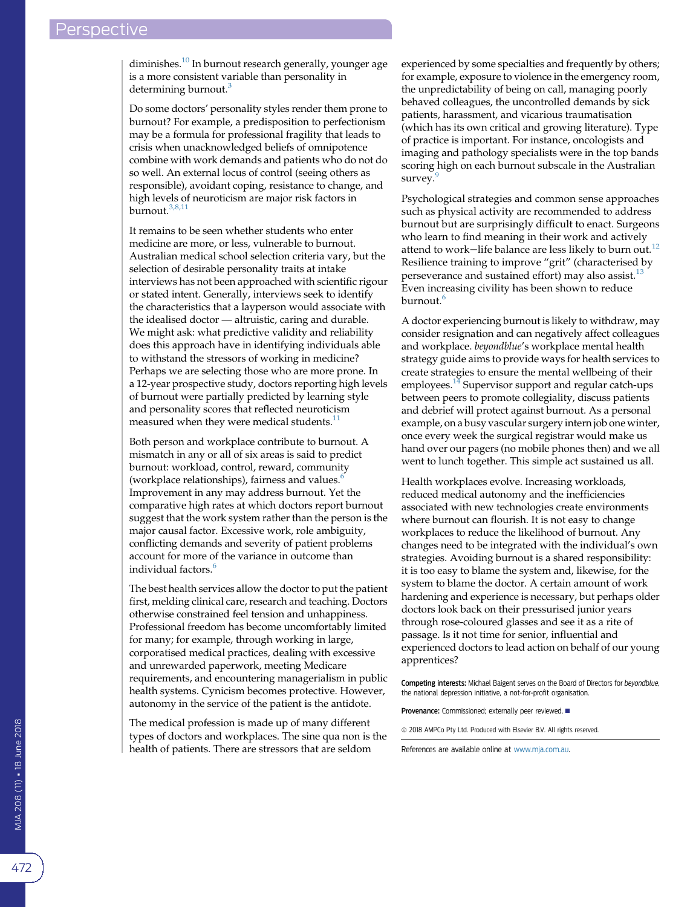diminishes.[10] In burnout research generally, younger age is a more consistent variable than personality in determining burnout.[3]

Do some doctors' personality styles render them prone to burnout? For example, a predisposition to perfectionism may be a formula for professional fragility that leads to crisis when unacknowledged beliefs of omnipotence combine with work demands and patients who do not do so well. An external locus of control (seeing others as responsible), avoidant coping, resistance to change, and high levels of neuroticism are major risk factors in burnout.[3,8,11]

It remains to be seen whether students who enter medicine are more, or less, vulnerable to burnout. Australian medical school selection criteria vary, but the selection of desirable personality traits at intake interviews has not been approached with scientific rigour or stated intent. Generally, interviews seek to identify the characteristics that a layperson would associate with the idealised doctor — altruistic, caring and durable. We might ask: what predictive validity and reliability does this approach have in identifying individuals able to withstand the stressors of working in medicine? Perhaps we are selecting those who are more prone. In a 12-year prospective study, doctors reporting high levels of burnout were partially predicted by learning style and personality scores that reflected neuroticism measured when they were medical students.[11]

Both person and workplace contribute to burnout. A mismatch in any or all of six areas is said to predict burnout: workload, control, reward, community (workplace relationships), fairness and values.[6] Improvement in any may address burnout. Yet the comparative high rates at which doctors report burnout suggest that the work system rather than the person is the major causal factor. Excessive work, role ambiguity, conflicting demands and severity of patient problems account for more of the variance in outcome than individual factors.[6]

The best health services allow the doctor to put the patient first, melding clinical care, research and teaching. Doctors otherwise constrained feel tension and unhappiness. Professional freedom has become uncomfortably limited for many; for example, through working in large, corporatised medical practices, dealing with excessive and unrewarded paperwork, meeting Medicare requirements, and encountering managerialism in public health systems. Cynicism becomes protective. However, autonomy in the service of the patient is the antidote.

The medical profession is made up of many different types of doctors and workplaces. The sine qua non is the health of patients. There are stressors that are seldom experienced by some specialties and frequently by others; for example, exposure to violence in the emergency room, the unpredictability of being on call, managing poorly behaved colleagues, the uncontrolled demands by sick patients, harassment, and vicarious traumatisation (which has its own critical and growing literature). Type of practice is important. For instance, oncologists and imaging and pathology specialists were in the top bands scoring high on each burnout subscale in the Australian survey.[9]

Psychological strategies and common sense approaches such as physical activity are recommended to address burnout but are surprisingly difficult to enact. Surgeons who learn to find meaning in their work and actively attend to work–life balance are less likely to burn out.[12] Resilience training to improve "grit" (characterised by perseverance and sustained effort) may also assist.[13] Even increasing civility has been shown to reduce burnout.[6]

A doctor experiencing burnout is likely to withdraw, may consider resignation and can negatively affect colleagues and workplace. *beyondblue*'s workplace mental health strategy guide aims to provide ways for health services to create strategies to ensure the mental wellbeing of their employees.[14] Supervisor support and regular catch-ups between peers to promote collegiality, discuss patients and debrief will protect against burnout. As a personal example, on a busy vascular surgery intern job one winter, once every week the surgical registrar would make us hand over our pagers (no mobile phones then) and we all went to lunch together. This simple act sustained us all.

Health workplaces evolve. Increasing workloads, reduced medical autonomy and the inefficiencies associated with new technologies create environments where burnout can flourish. It is not easy to change workplaces to reduce the likelihood of burnout. Any changes need to be integrated with the individual's own strategies. Avoiding burnout is a shared responsibility: it is too easy to blame the system and, likewise, for the system to blame the doctor. A certain amount of work hardening and experience is necessary, but perhaps older doctors look back on their pressurised junior years through rose-coloured glasses and see it as a rite of passage. Is it not time for senior, influential and experienced doctors to lead action on behalf of our young apprentices?

**Competing interests:** Michael Baigent serves on the Board of Directors for *beyondblue*, the national depression initiative, a not-for-profit organisation.

**Provenance:** Commissioned; externally peer reviewed. ■

© 2018 AMPCo Pty Ltd. Produced with Elsevier B.V. All rights reserved.

References are available online at www.mja.com.au.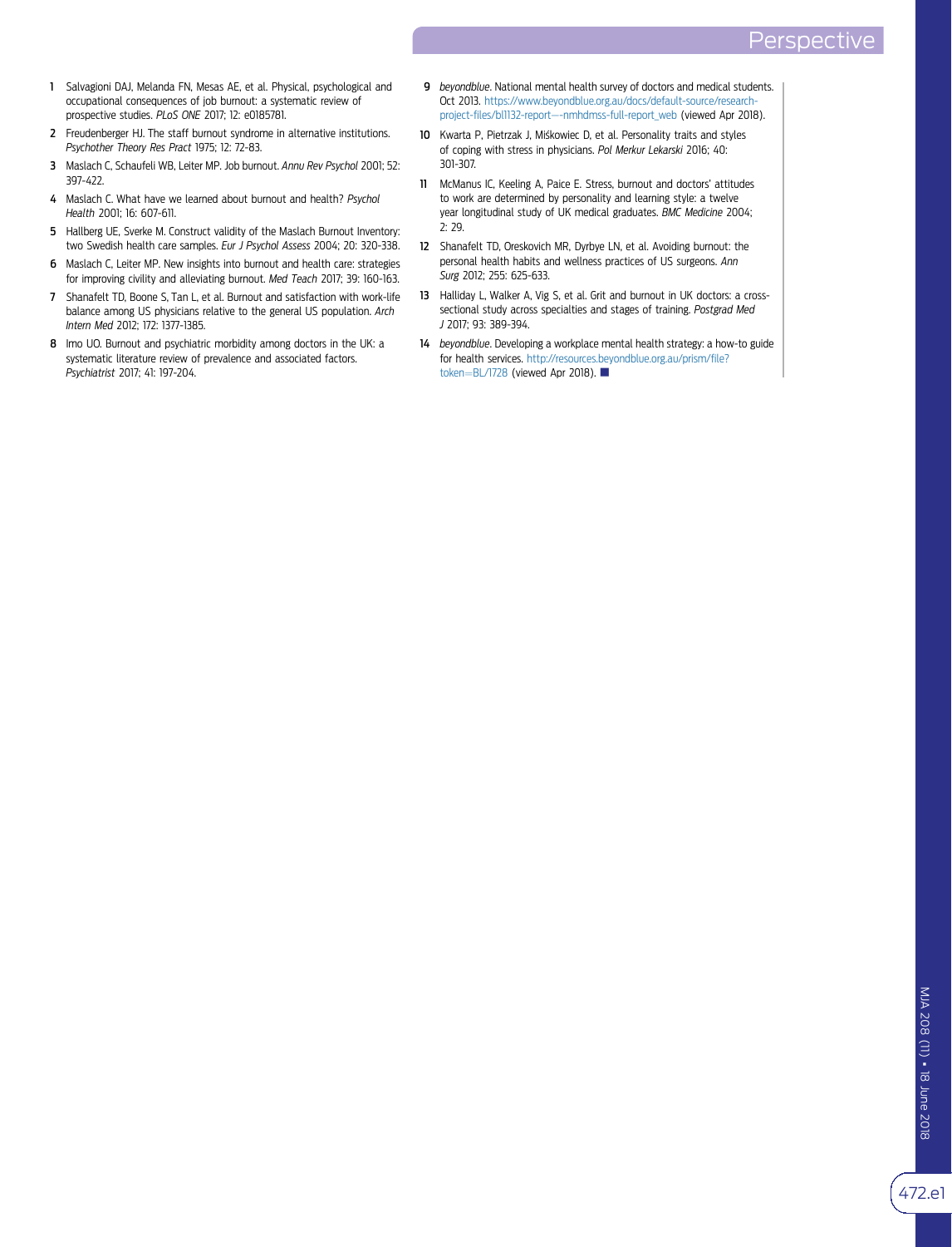1 Salvagioni DAJ, Melanda FN, Mesas AE, et al. Physical, psychological and occupational consequences of job burnout: a systematic review of prospective studies. *PLoS ONE* 2017; 12: e0185781.

2 Freudenberger HJ. The staff burnout syndrome in alternative institutions. *Psychother Theory Res Pract* 1975; 12: 72-83.

3 Maslach C, Schaufeli WB, Leiter MP. Job burnout. *Annu Rev Psychol* 2001; 52: 397-422.

4 Maslach C. What have we learned about burnout and health? *Psychol Health* 2001; 16: 607-611.

5 Hallberg UE, Sverke M. Construct validity of the Maslach Burnout Inventory: two Swedish health care samples. *Eur J Psychol Assess* 2004; 20: 320-338.

6 Maslach C, Leiter MP. New insights into burnout and health care: strategies for improving civility and alleviating burnout. *Med Teach* 2017; 39: 160-163.

7 Shanafelt TD, Boone S, Tan L, et al. Burnout and satisfaction with work-life balance among US physicians relative to the general US population. *Arch Intern Med* 2012; 172: 1377-1385.

8 Imo UO. Burnout and psychiatric morbidity among doctors in the UK: a systematic literature review of prevalence and associated factors. *Psychiatrist* 2017; 41: 197-204.

9 *beyondblue*. National mental health survey of doctors and medical students. Oct 2013. https://www.beyondblue.org.au/docs/default-source/research-project-files/bl1132-report—-nmhdmss-full-report_web (viewed Apr 2018).

10 Kwarta P, Pietrzak J, Miśkowiec D, et al. Personality traits and styles of coping with stress in physicians. *Pol Merkur Lekarski* 2016; 40: 301-307.

11 McManus IC, Keeling A, Paice E. Stress, burnout and doctors' attitudes to work are determined by personality and learning style: a twelve year longitudinal study of UK medical graduates. *BMC Medicine* 2004; 2: 29.

12 Shanafelt TD, Oreskovich MR, Dyrbye LN, et al. Avoiding burnout: the personal health habits and wellness practices of US surgeons. *Ann Surg* 2012; 255: 625-633.

13 Halliday L, Walker A, Vig S, et al. Grit and burnout in UK doctors: a cross-sectional study across specialties and stages of training. *Postgrad Med J* 2017; 93: 389-394.

14 *beyondblue*. Developing a workplace mental health strategy: a how-to guide for health services. http://resources.beyondblue.org.au/prism/file?token=BL/1728 (viewed Apr 2018). ■